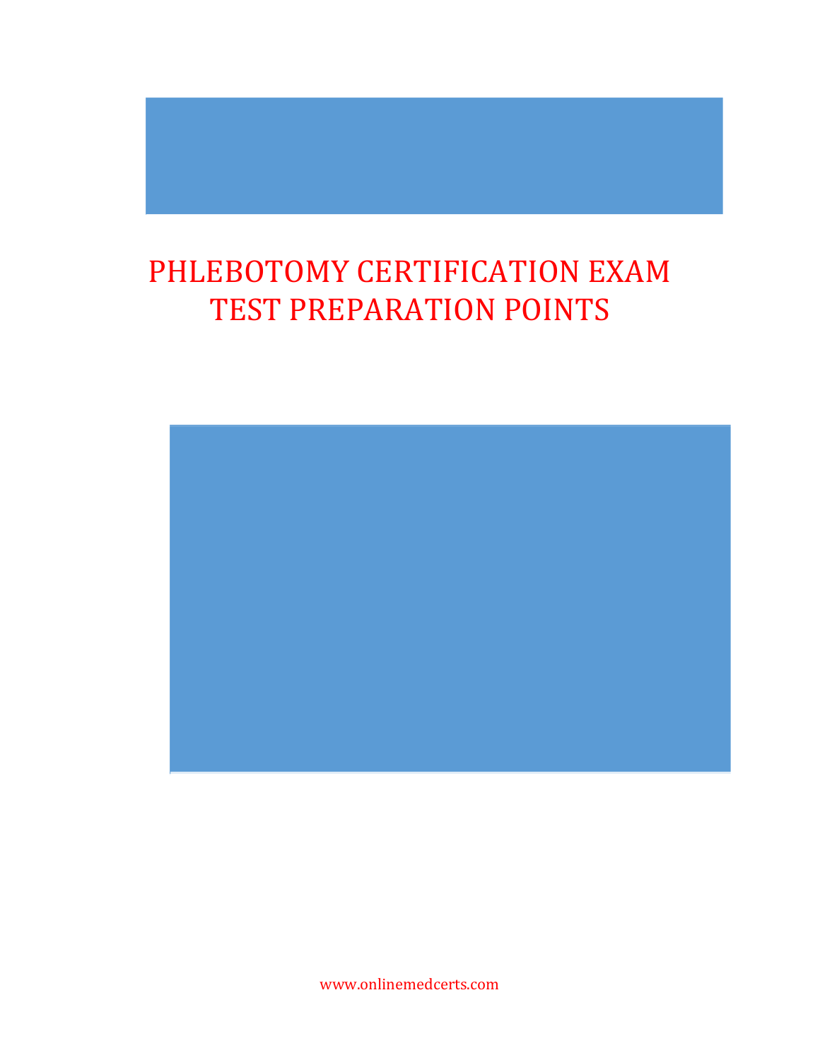# PHLEBOTOMY CERTIFICATION EXAM TEST PREPARATION POINTS

www.onlinemedcerts.com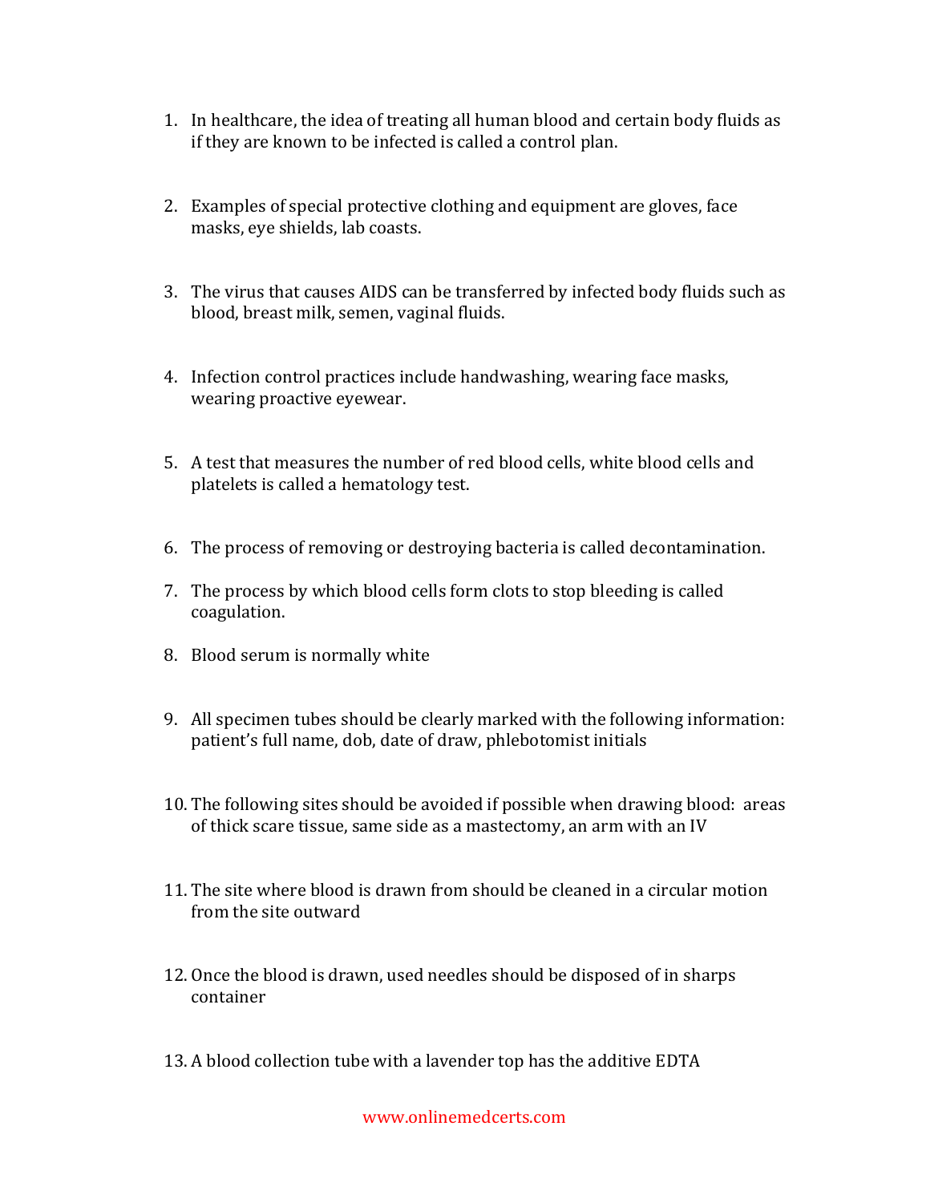1. In healthcare, the idea of treating all human blood and certain body fluids as if they are known to be infected is called a control plan.

2. Examples of special protective clothing and equipment are gloves, face masks, eye shields, lab coasts.

3. The virus that causes AIDS can be transferred by infected body fluids such as blood, breast milk, semen, vaginal fluids.

4. Infection control practices include handwashing, wearing face masks, wearing proactive eyewear.

5. A test that measures the number of red blood cells, white blood cells and platelets is called a hematology test.

6. The process of removing or destroying bacteria is called decontamination.

7. The process by which blood cells form clots to stop bleeding is called coagulation.

8. Blood serum is normally white

9. All specimen tubes should be clearly marked with the following information: patient's full name, dob, date of draw, phlebotomist initials

10. The following sites should be avoided if possible when drawing blood: areas of thick scare tissue, same side as a mastectomy, an arm with an IV

11. The site where blood is drawn from should be cleaned in a circular motion from the site outward

12. Once the blood is drawn, used needles should be disposed of in sharps container

13. A blood collection tube with a lavender top has the additive EDTA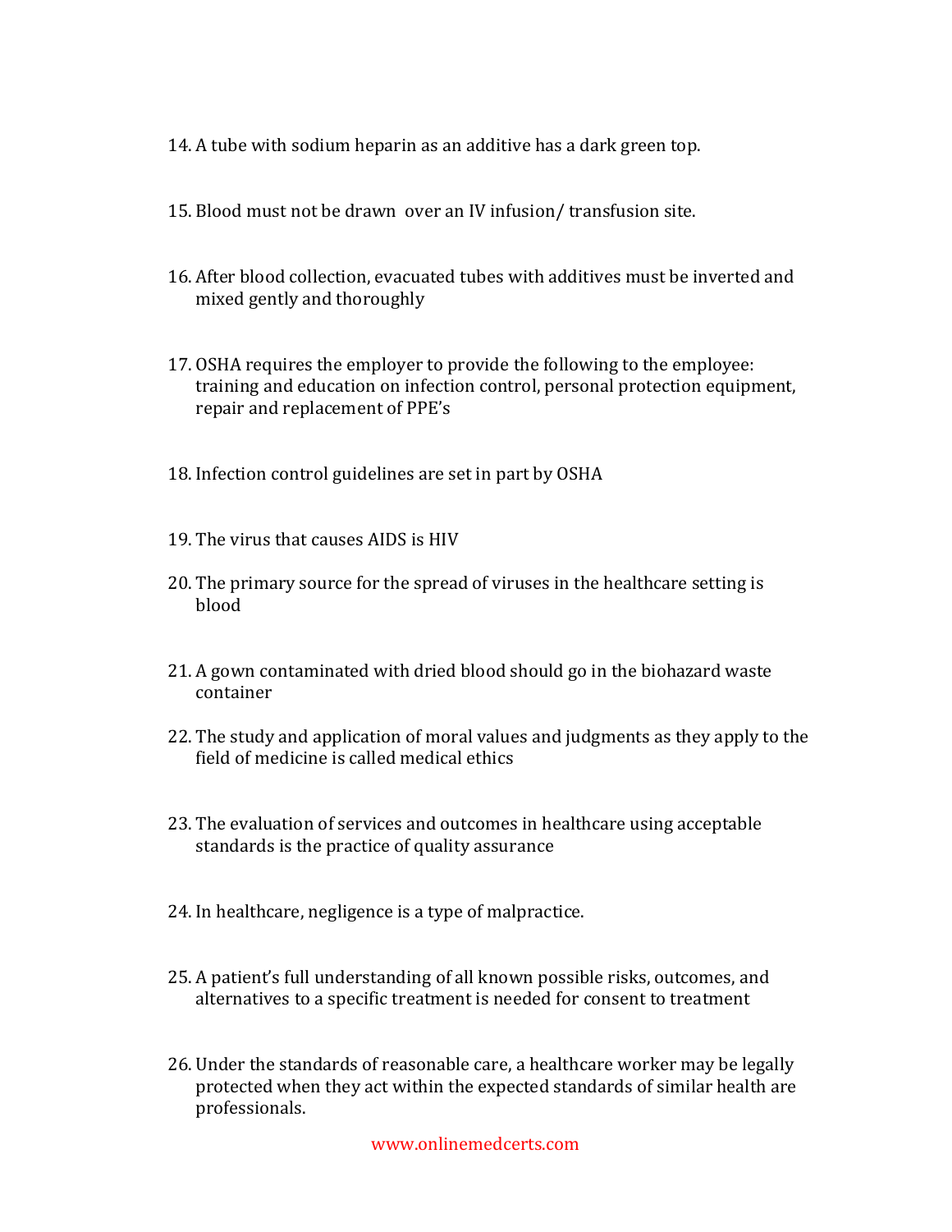14. A tube with sodium heparin as an additive has a dark green top.

15. Blood must not be drawn over an IV infusion/ transfusion site.

16. After blood collection, evacuated tubes with additives must be inverted and mixed gently and thoroughly

17. OSHA requires the employer to provide the following to the employee: training and education on infection control, personal protection equipment, repair and replacement of PPE's

18. Infection control guidelines are set in part by OSHA

19. The virus that causes AIDS is HIV

20. The primary source for the spread of viruses in the healthcare setting is blood

21. A gown contaminated with dried blood should go in the biohazard waste container

22. The study and application of moral values and judgments as they apply to the field of medicine is called medical ethics

23. The evaluation of services and outcomes in healthcare using acceptable standards is the practice of quality assurance

24. In healthcare, negligence is a type of malpractice.

25. A patient's full understanding of all known possible risks, outcomes, and alternatives to a specific treatment is needed for consent to treatment

26. Under the standards of reasonable care, a healthcare worker may be legally protected when they act within the expected standards of similar health are professionals.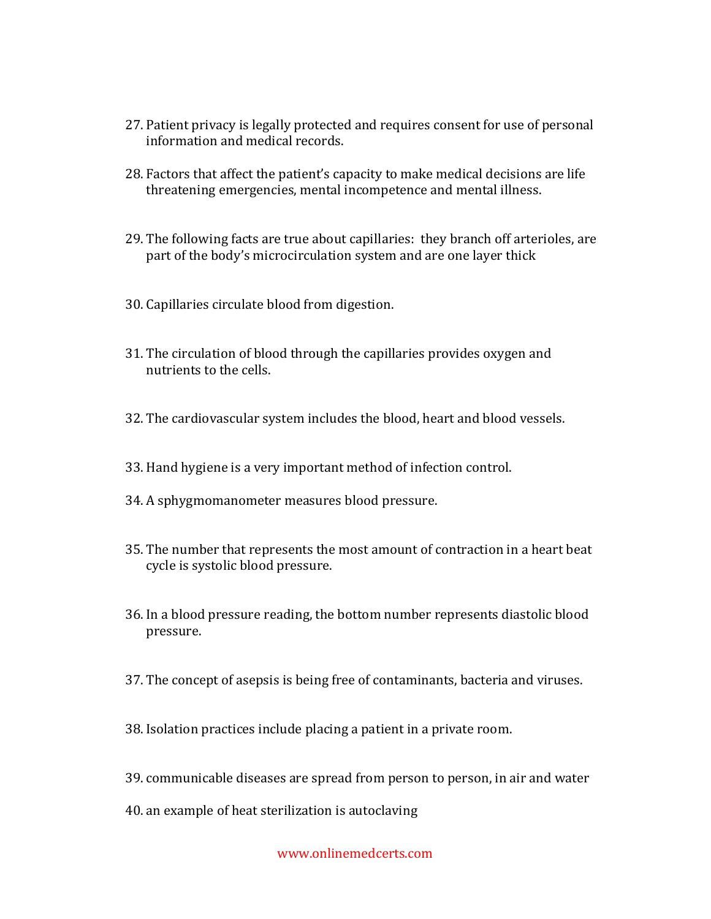27. Patient privacy is legally protected and requires consent for use of personal information and medical records.

28. Factors that affect the patient's capacity to make medical decisions are life threatening emergencies, mental incompetence and mental illness.

29. The following facts are true about capillaries: they branch off arterioles, are part of the body's microcirculation system and are one layer thick

30. Capillaries circulate blood from digestion.

31. The circulation of blood through the capillaries provides oxygen and nutrients to the cells.

32. The cardiovascular system includes the blood, heart and blood vessels.

33. Hand hygiene is a very important method of infection control.

34. A sphygmomanometer measures blood pressure.

35. The number that represents the most amount of contraction in a heart beat cycle is systolic blood pressure.

36. In a blood pressure reading, the bottom number represents diastolic blood pressure.

37. The concept of asepsis is being free of contaminants, bacteria and viruses.

38. Isolation practices include placing a patient in a private room.

39. communicable diseases are spread from person to person, in air and water

40. an example of heat sterilization is autoclaving

www.onlinemedcerts.com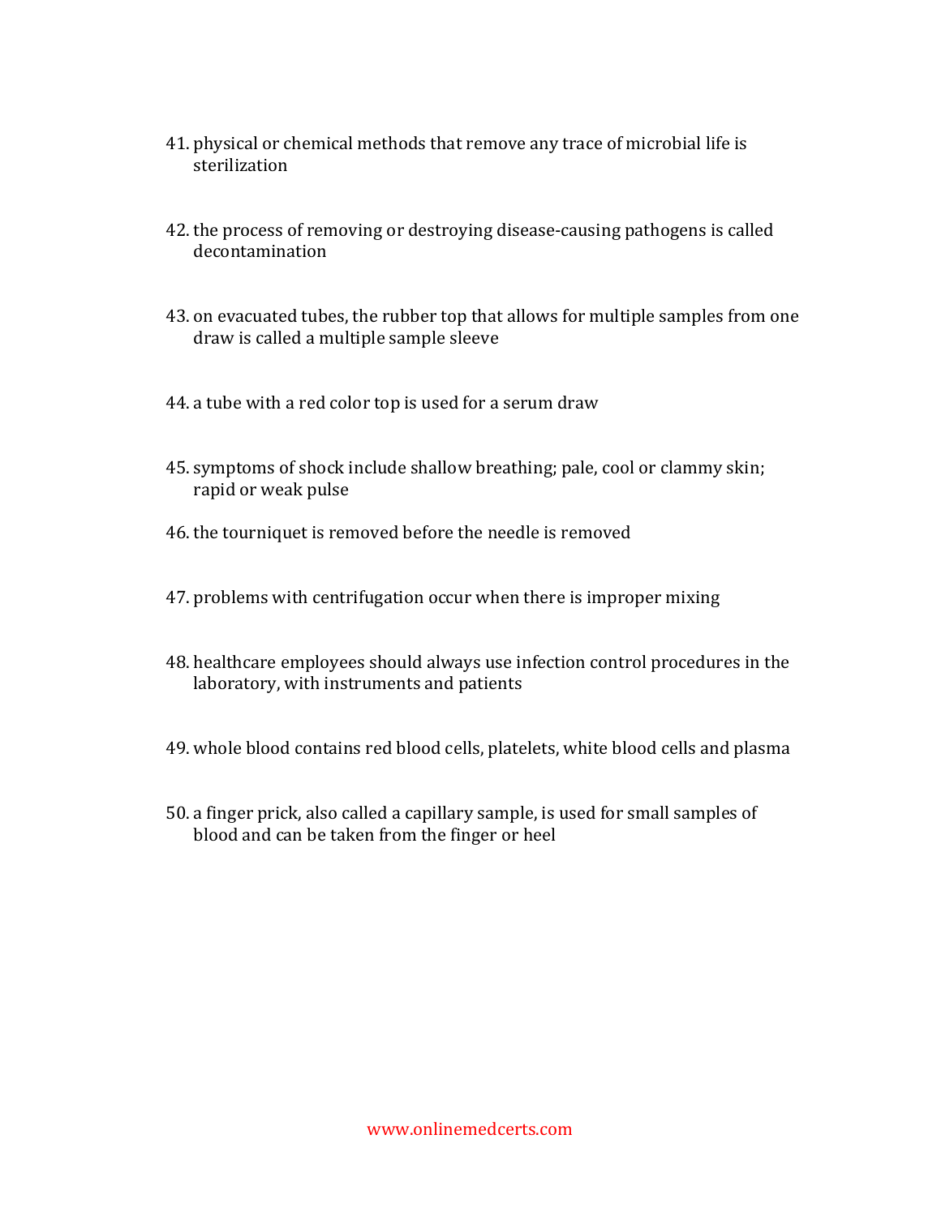41. physical or chemical methods that remove any trace of microbial life is sterilization

42. the process of removing or destroying disease-causing pathogens is called decontamination

43. on evacuated tubes, the rubber top that allows for multiple samples from one draw is called a multiple sample sleeve

44. a tube with a red color top is used for a serum draw

45. symptoms of shock include shallow breathing; pale, cool or clammy skin; rapid or weak pulse

46. the tourniquet is removed before the needle is removed

47. problems with centrifugation occur when there is improper mixing

48. healthcare employees should always use infection control procedures in the laboratory, with instruments and patients

49. whole blood contains red blood cells, platelets, white blood cells and plasma

50. a finger prick, also called a capillary sample, is used for small samples of blood and can be taken from the finger or heel